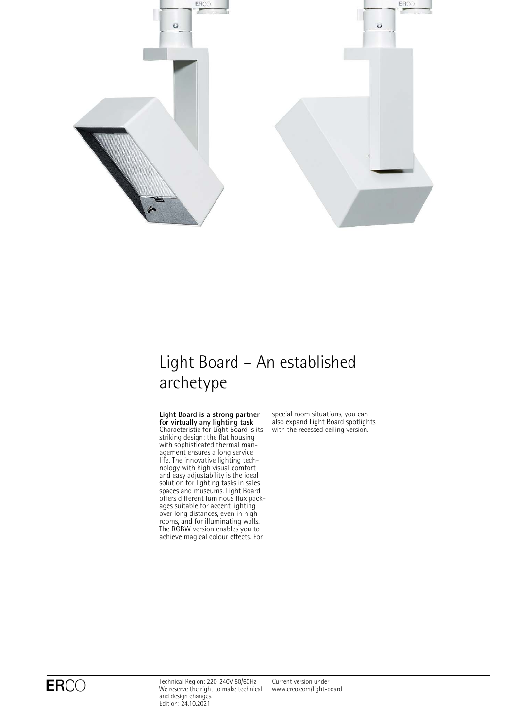# Light Board – An established archetype

**Light Board is a strong partner for virtually any lighting task**
Characteristic for Light Board is its striking design: the flat housing with sophisticated thermal management ensures a long service life. The innovative lighting technology with high visual comfort and easy adjustability is the ideal solution for lighting tasks in sales spaces and museums. Light Board offers different luminous flux packages suitable for accent lighting over long distances, even in high rooms, and for illuminating walls. The RGBW version enables you to achieve magical colour effects. For special room situations, you can also expand Light Board spotlights with the recessed ceiling version.

Technical Region: 220-240V 50/60Hz
We reserve the right to make technical and design changes.
Edition: 24.10.2021

Current version under
www.erco.com/light-board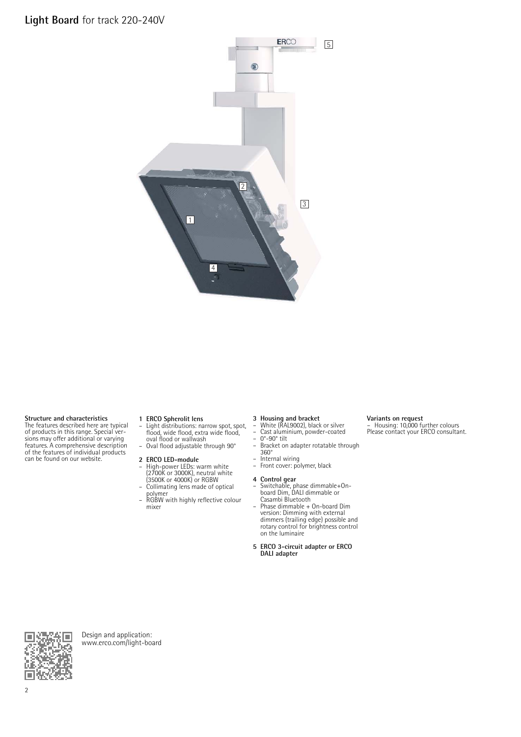# **Light Board** for track 220-240V

**Structure and characteristics**
The features described here are typical of products in this range. Special versions may offer additional or varying features. A comprehensive description of the features of individual products can be found on our website.

**1 ERCO Spherolit lens**
- Light distributions: narrow spot, spot, flood, wide flood, extra wide flood, oval flood or wallwash
- Oval flood adjustable through 90°

**2 ERCO LED-module**
- High-power LEDs: warm white (2700K or 3000K), neutral white (3500K or 4000K) or RGBW
- Collimating lens made of optical polymer
- RGBW with highly reflective colour mixer

**3 Housing and bracket**
- White (RAL9002), black or silver
- Cast aluminium, powder-coated
- 0°-90° tilt
- Bracket on adapter rotatable through 360°
- Internal wiring
- Front cover: polymer, black

**4 Control gear**
- Switchable, phase dimmable+On-board Dim, DALI dimmable or Casambi Bluetooth
- Phase dimmable + On-board Dim version: Dimming with external dimmers (trailing edge) possible and rotary control for brightness control on the luminaire

**5 ERCO 3-circuit adapter or ERCO DALI adapter**

**Variants on request**
- Housing: 10,000 further colours
Please contact your ERCO consultant.

Design and application:
www.erco.com/light-board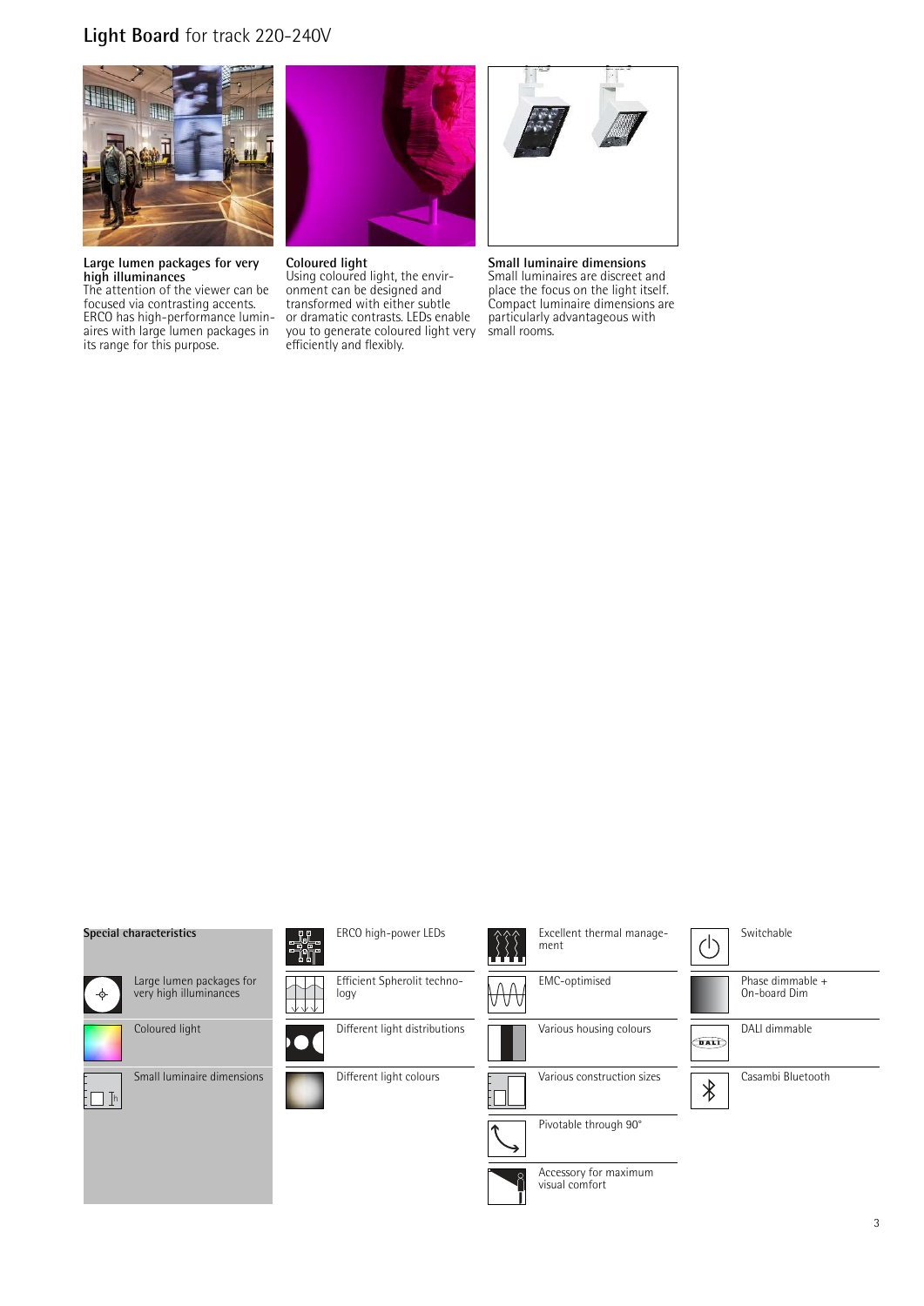# **Light Board** for track 220-240V

**Large lumen packages for very high illuminances**
The attention of the viewer can be focused via contrasting accents. ERCO has high-performance luminaires with large lumen packages in its range for this purpose.

**Coloured light**
Using coloured light, the environment can be designed and transformed with either subtle or dramatic contrasts. LEDs enable you to generate coloured light very efficiently and flexibly.

**Small luminaire dimensions**
Small luminaires are discreet and place the focus on the light itself. Compact luminaire dimensions are particularly advantageous with small rooms.

**Special characteristics**

- Large lumen packages for very high illuminances
- Coloured light
- Small luminaire dimensions

- ERCO high-power LEDs
- Efficient Spherolit technology
- Different light distributions
- Different light colours

- Excellent thermal management
- EMC-optimised
- Various housing colours
- Various construction sizes
- Pivotable through 90°
- Accessory for maximum visual comfort

- Switchable
- Phase dimmable + On-board Dim
- DALI dimmable
- Casambi Bluetooth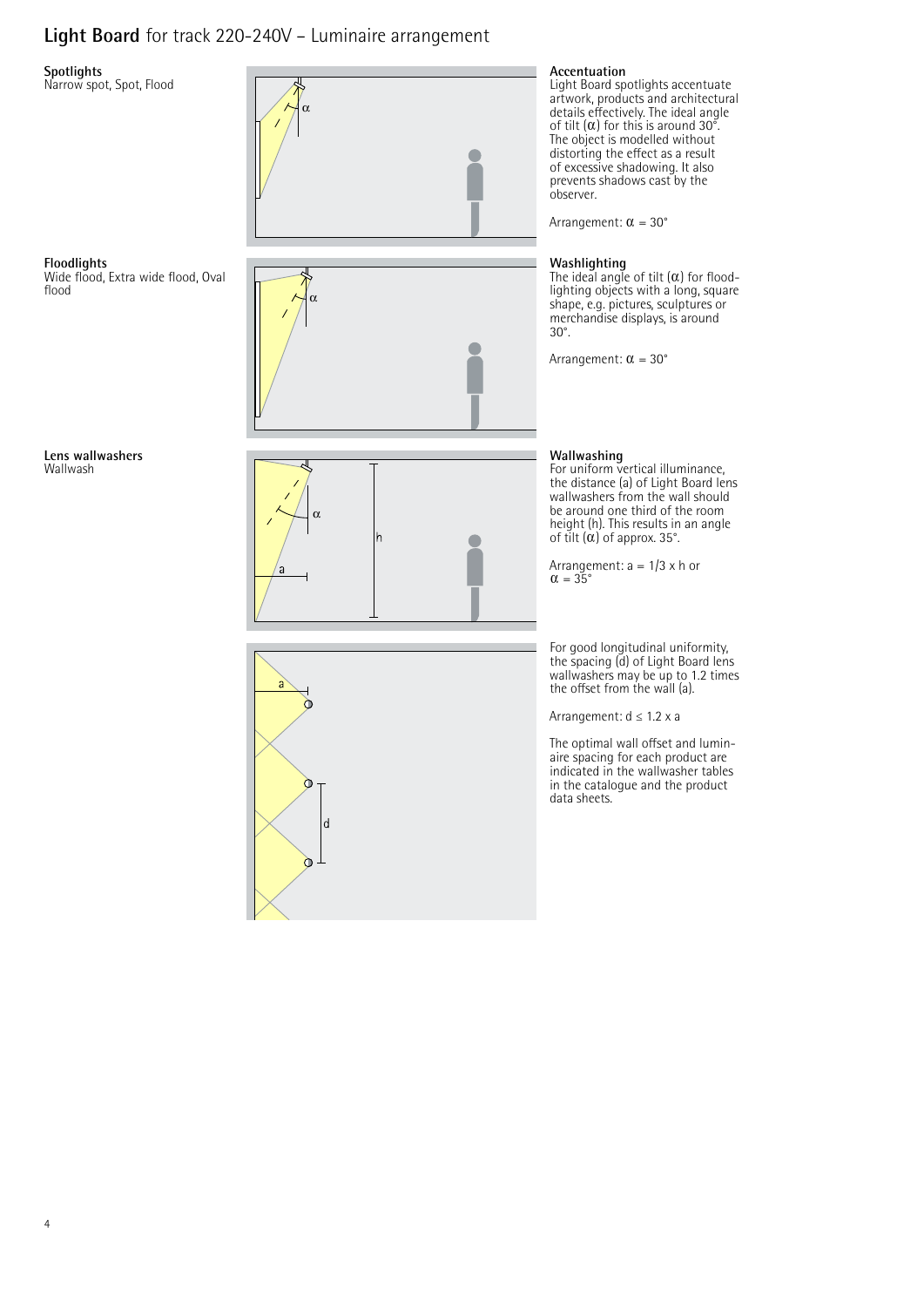# **Light Board** for track 220-240V – Luminaire arrangement

**Spotlights**
Narrow spot, Spot, Flood

**Accentuation**
Light Board spotlights accentuate artwork, products and architectural details effectively. The ideal angle of tilt ($\alpha$) for this is around 30°. The object is modelled without distorting the effect as a result of excessive shadowing. It also prevents shadows cast by the observer.

Arrangement: $\alpha = 30°$

**Floodlights**
Wide flood, Extra wide flood, Oval flood

**Washlighting**
The ideal angle of tilt ($\alpha$) for floodlighting objects with a long, square shape, e.g. pictures, sculptures or merchandise displays, is around 30°.

Arrangement: $\alpha = 30°$

**Lens wallwashers**
Wallwash

**Wallwashing**
For uniform vertical illuminance, the distance (a) of Light Board lens wallwashers from the wall should be around one third of the room height (h). This results in an angle of tilt ($\alpha$) of approx. 35°.

Arrangement: $a = 1/3 \times h$ or $\alpha = 35°$

For good longitudinal uniformity, the spacing (d) of Light Board lens wallwashers may be up to 1.2 times the offset from the wall (a).

Arrangement: $d \leq 1.2 \times a$

The optimal wall offset and luminaire spacing for each product are indicated in the wallwasher tables in the catalogue and the product data sheets.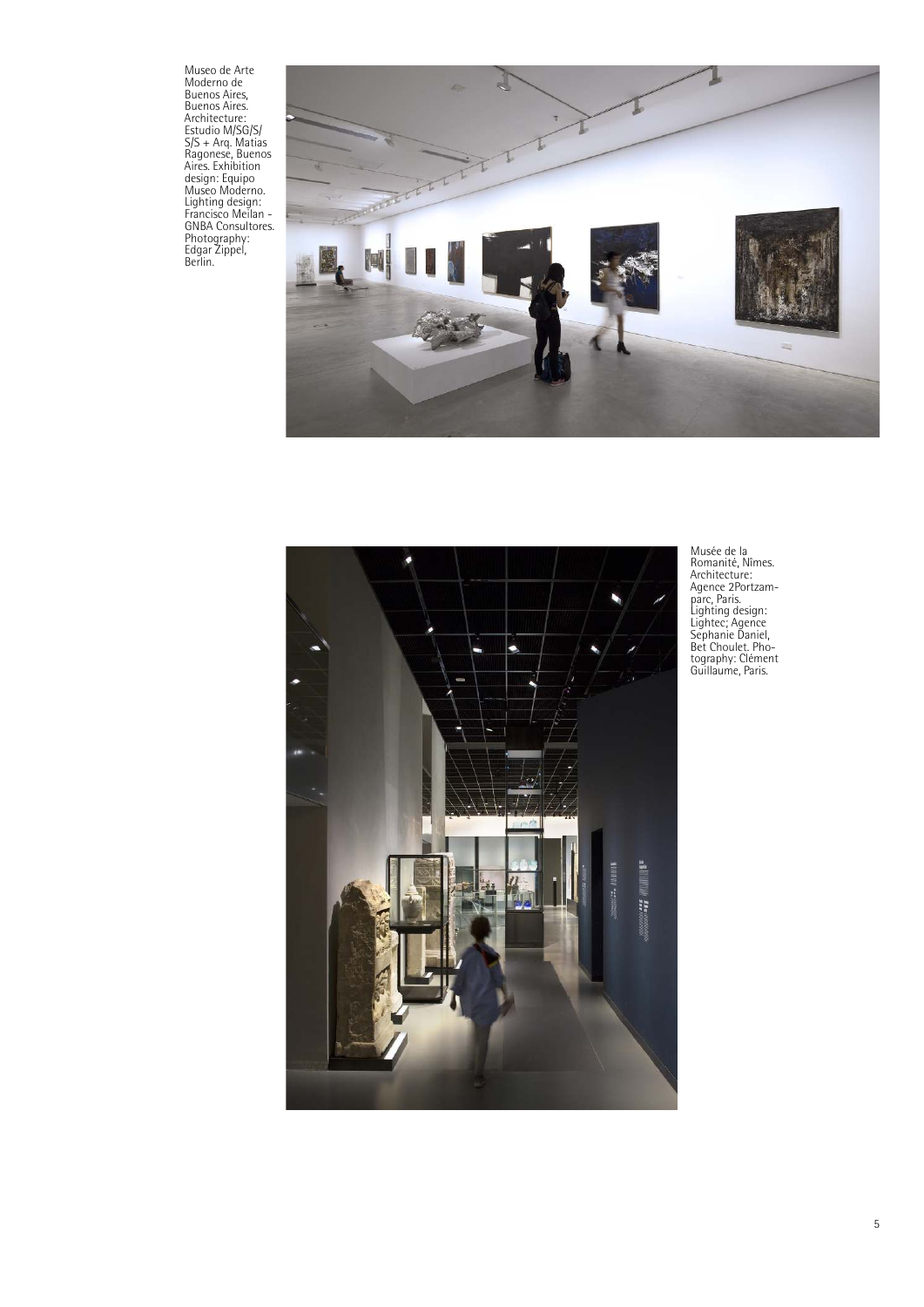Museo de Arte Moderno de Buenos Aires, Buenos Aires. Architecture: Estudio M/SG/S/S/S + Arq. Matias Ragonese, Buenos Aires. Exhibition design: Equipo Museo Moderno. Lighting design: Francisco Meilan - GNBA Consultores. Photography: Edgar Zippel, Berlin.

Musée de la Romanité, Nîmes. Architecture: Agence 2Portzamparc, Paris. Lighting design: Lightec; Agence Sephanie Daniel, Bet Choulet. Photography: Clément Guillaume, Paris.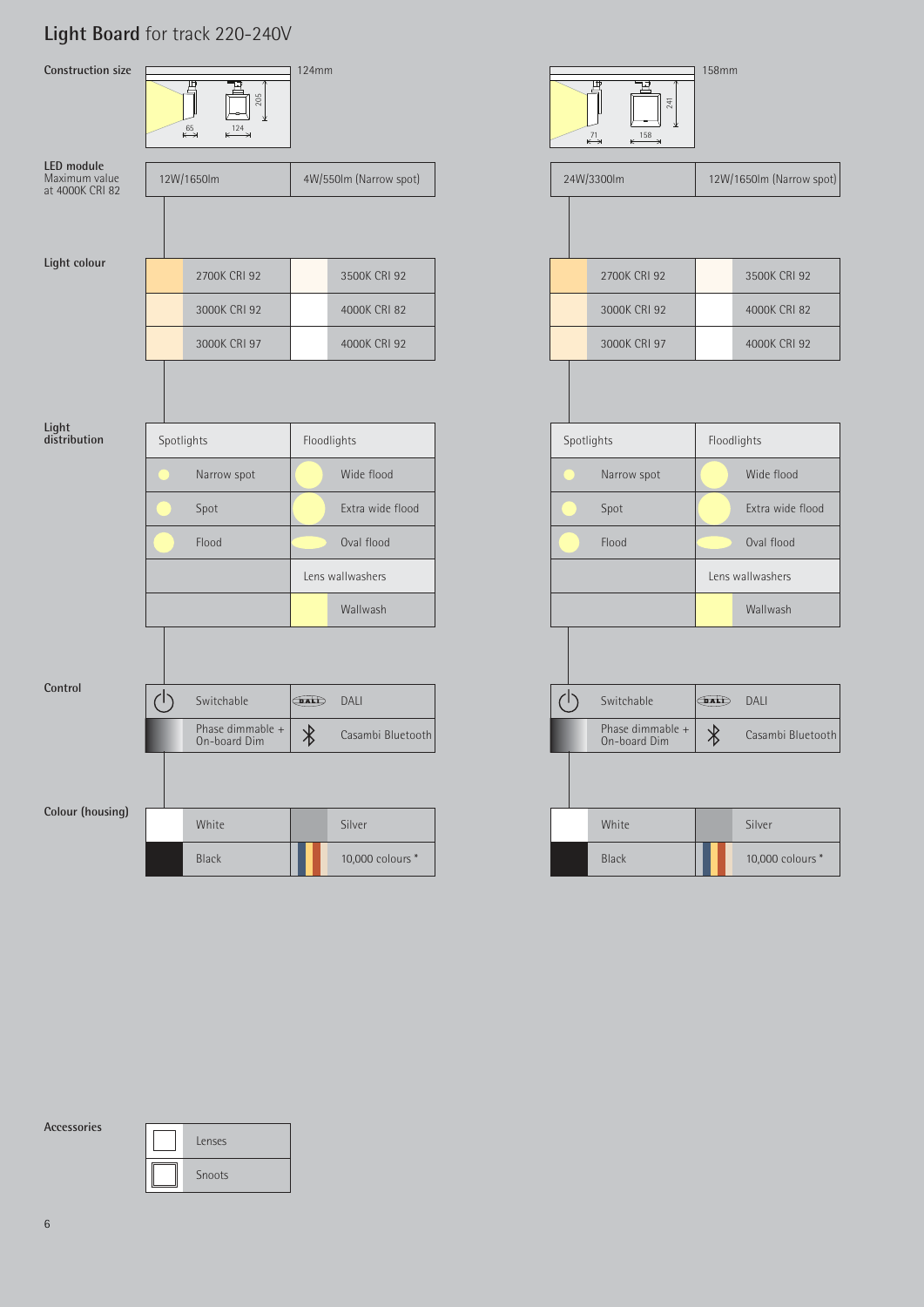# **Light Board** for track 220-240V

| | 124mm | | 158mm | |
|---|---|---|---|---|
| **Construction size** | 65 / 124 / 205 | | 71 / 158 / 241 | |
| **LED module** Maximum value at 4000K CRI 82 | 12W/1650lm | 4W/550lm (Narrow spot) | 24W/3300lm | 12W/1650lm (Narrow spot) |
| **Light colour** | 2700K CRI 92 | 3500K CRI 92 | 2700K CRI 92 | 3500K CRI 92 |
| | 3000K CRI 92 | 4000K CRI 82 | 3000K CRI 92 | 4000K CRI 82 |
| | 3000K CRI 97 | 4000K CRI 92 | 3000K CRI 97 | 4000K CRI 92 |
| **Light distribution** | Spotlights | Floodlights | Spotlights | Floodlights |
| | Narrow spot | Wide flood | Narrow spot | Wide flood |
| | Spot | Extra wide flood | Spot | Extra wide flood |
| | Flood | Oval flood | Flood | Oval flood |
| | | Lens wallwashers | | Lens wallwashers |
| | | Wallwash | | Wallwash |
| **Control** | Switchable | DALI | Switchable | DALI |
| | Phase dimmable + On-board Dim | Casambi Bluetooth | Phase dimmable + On-board Dim | Casambi Bluetooth |
| **Colour (housing)** | White | Silver | White | Silver |
| | Black | 10,000 colours * | Black | 10,000 colours * |

**Accessories**

| Accessories |
|---|
| Lenses |
| Snoots |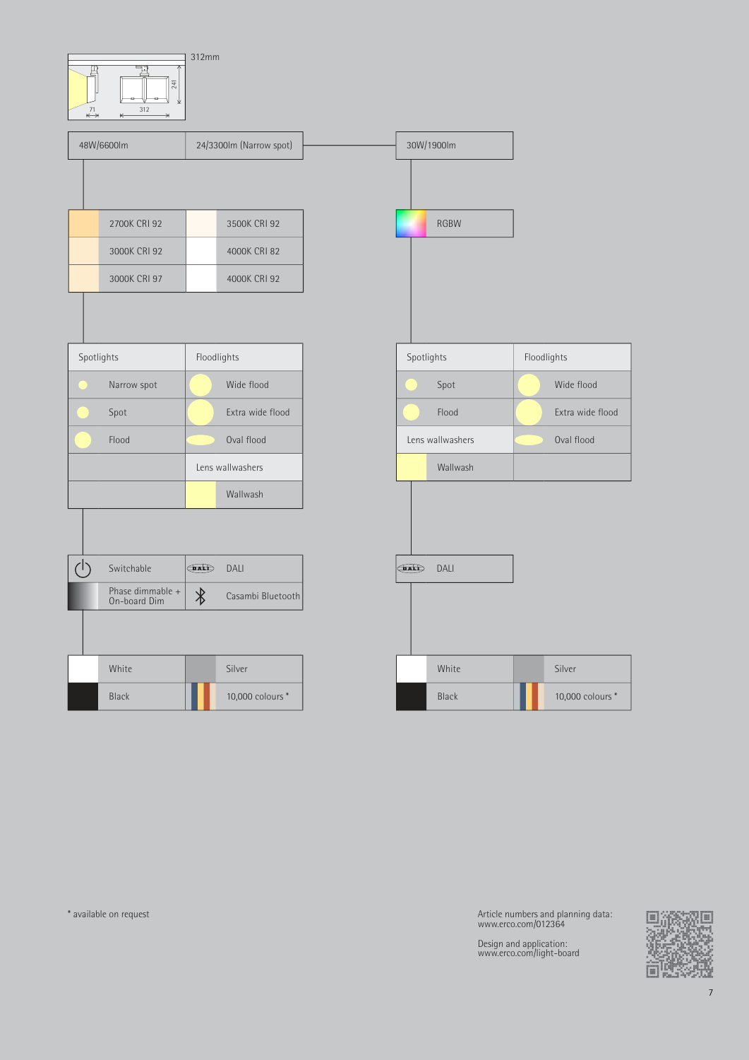312mm

71 312 241

| 48W/6600lm | 24/3300lm (Narrow spot) |
| --- | --- |

| 30W/1900lm |
| --- |

| 2700K CRI 92 | 3500K CRI 92 |
| --- | --- |
| 3000K CRI 92 | 4000K CRI 82 |
| 3000K CRI 97 | 4000K CRI 92 |

| RGBW |
| --- |

| Spotlights | Floodlights |
| --- | --- |
| Narrow spot | Wide flood |
| Spot | Extra wide flood |
| Flood | Oval flood |
| | Lens wallwashers |
| | Wallwash |

| Spotlights | Floodlights |
| --- | --- |
| Spot | Wide flood |
| Flood | Extra wide flood |
| Lens wallwashers | Oval flood |
| Wallwash | |

| Switchable | DALI |
| --- | --- |
| Phase dimmable + On-board Dim | Casambi Bluetooth |

| DALI |
| --- |

| White | Silver |
| --- | --- |
| Black | 10,000 colours * |

| White | Silver |
| --- | --- |
| Black | 10,000 colours * |

* available on request

Article numbers and planning data:
www.erco.com/012364

Design and application:
www.erco.com/light-board